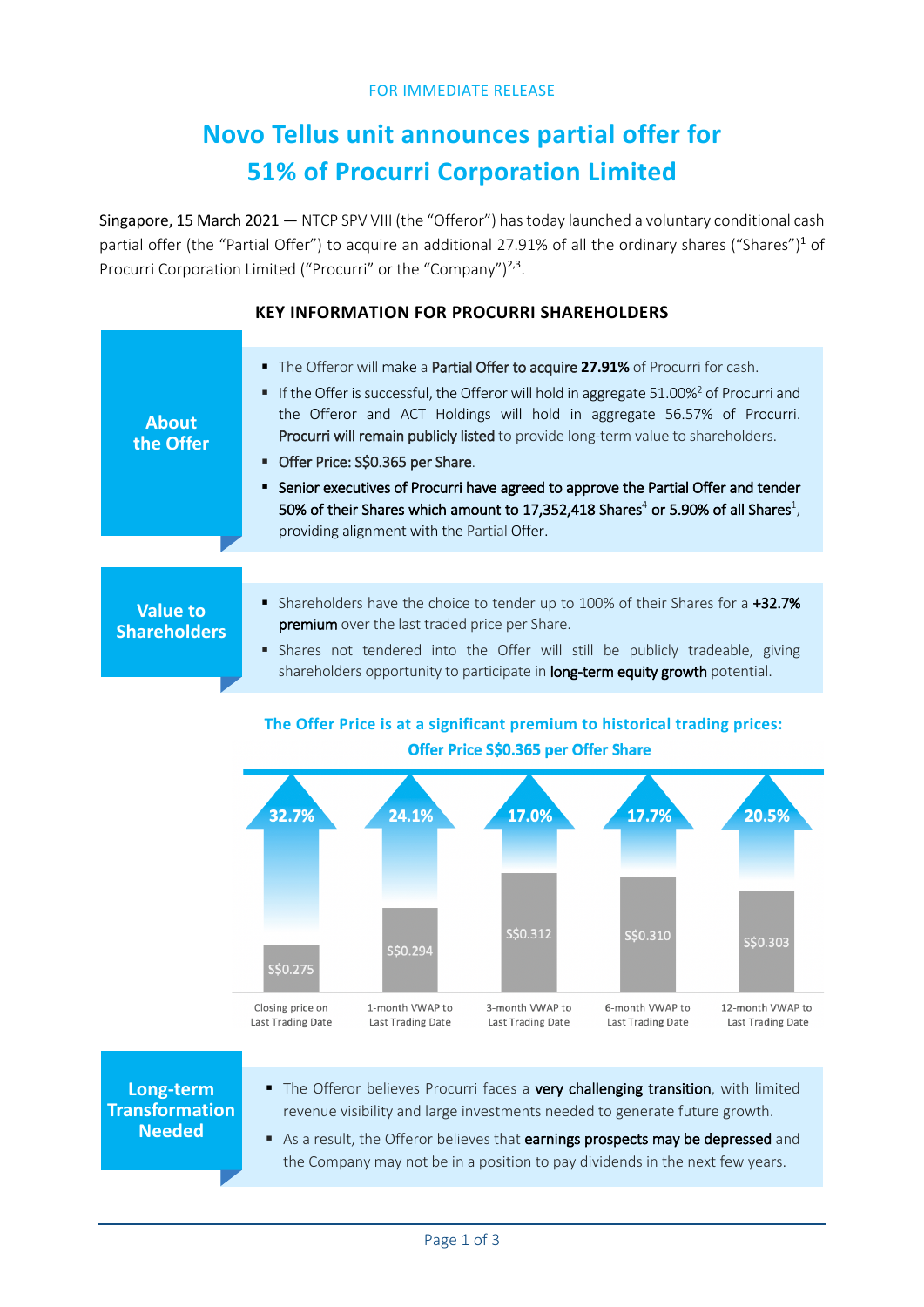FOR IMMEDIATE RELEASE

# Novo Tellus unit announces partial offer for 51% of Procurri Corporation Limited

Singapore, 15 March 2021 — NTCP SPV VIII (the "Offeror") has today launched a voluntary conditional cash partial offer (the "Partial Offer") to acquire an additional 27.91% of all the ordinary shares ("Shares")[1] of Procurri Corporation Limited ("Procurri" or the "Company")[2,3].

## KEY INFORMATION FOR PROCURRI SHAREHOLDERS

### About the Offer

- The Offeror will make a **Partial Offer to acquire 27.91%** of Procurri for cash.
- If the Offer is successful, the Offeror will hold in aggregate 51.00%[2] of Procurri and the Offeror and ACT Holdings will hold in aggregate 56.57% of Procurri. **Procurri will remain publicly listed** to provide long-term value to shareholders.
- **Offer Price: S$0.365 per Share**.
- **Senior executives of Procurri have agreed to approve the Partial Offer and tender 50% of their Shares which amount to 17,352,418 Shares[4] or 5.90% of all Shares[1]**, providing alignment with the Partial Offer.

### Value to Shareholders

- Shareholders have the choice to tender up to 100% of their Shares for a **+32.7% premium** over the last traded price per Share.
- Shares not tendered into the Offer will still be publicly tradeable, giving shareholders opportunity to participate in **long-term equity growth** potential.

**The Offer Price is at a significant premium to historical trading prices:**
**Offer Price S$0.365 per Offer Share**

| | Closing price on Last Trading Date | 1-month VWAP to Last Trading Date | 3-month VWAP to Last Trading Date | 6-month VWAP to Last Trading Date | 12-month VWAP to Last Trading Date |
|---|---|---|---|---|---|
| Price | S$0.275 | S$0.294 | S$0.312 | S$0.310 | S$0.303 |
| Premium | 32.7% | 24.1% | 17.0% | 17.7% | 20.5% |

### Long-term Transformation Needed

- The Offeror believes Procurri faces a **very challenging transition**, with limited revenue visibility and large investments needed to generate future growth.
- As a result, the Offeror believes that **earnings prospects may be depressed** and the Company may not be in a position to pay dividends in the next few years.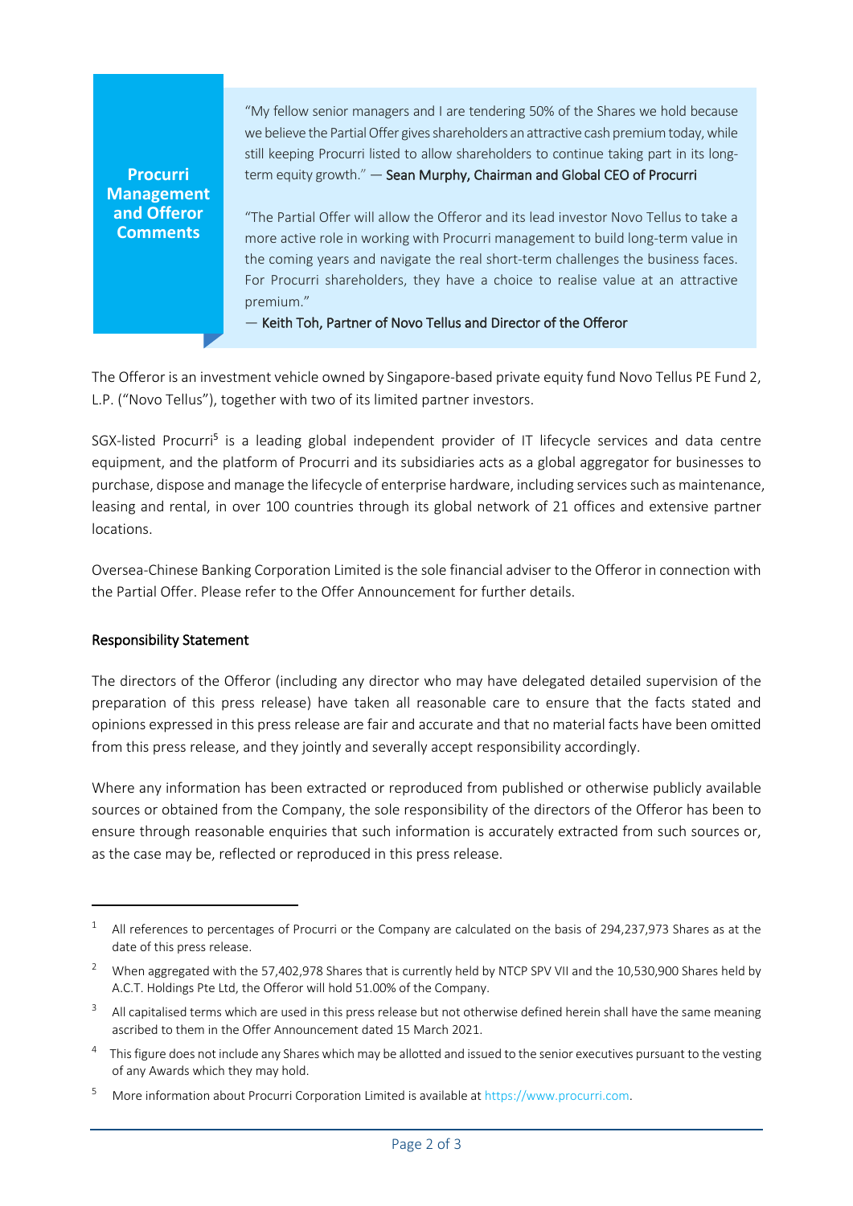**Procurri Management and Offeror Comments**

"My fellow senior managers and I are tendering 50% of the Shares we hold because we believe the Partial Offer gives shareholders an attractive cash premium today, while still keeping Procurri listed to allow shareholders to continue taking part in its long-term equity growth." — **Sean Murphy, Chairman and Global CEO of Procurri**

"The Partial Offer will allow the Offeror and its lead investor Novo Tellus to take a more active role in working with Procurri management to build long-term value in the coming years and navigate the real short-term challenges the business faces. For Procurri shareholders, they have a choice to realise value at an attractive premium."
— **Keith Toh, Partner of Novo Tellus and Director of the Offeror**

The Offeror is an investment vehicle owned by Singapore-based private equity fund Novo Tellus PE Fund 2, L.P. ("Novo Tellus"), together with two of its limited partner investors.

SGX-listed Procurri[5] is a leading global independent provider of IT lifecycle services and data centre equipment, and the platform of Procurri and its subsidiaries acts as a global aggregator for businesses to purchase, dispose and manage the lifecycle of enterprise hardware, including services such as maintenance, leasing and rental, in over 100 countries through its global network of 21 offices and extensive partner locations.

Oversea-Chinese Banking Corporation Limited is the sole financial adviser to the Offeror in connection with the Partial Offer. Please refer to the Offer Announcement for further details.

**Responsibility Statement**

The directors of the Offeror (including any director who may have delegated detailed supervision of the preparation of this press release) have taken all reasonable care to ensure that the facts stated and opinions expressed in this press release are fair and accurate and that no material facts have been omitted from this press release, and they jointly and severally accept responsibility accordingly.

Where any information has been extracted or reproduced from published or otherwise publicly available sources or obtained from the Company, the sole responsibility of the directors of the Offeror has been to ensure through reasonable enquiries that such information is accurately extracted from such sources or, as the case may be, reflected or reproduced in this press release.

---

[1] All references to percentages of Procurri or the Company are calculated on the basis of 294,237,973 Shares as at the date of this press release.

[2] When aggregated with the 57,402,978 Shares that is currently held by NTCP SPV VII and the 10,530,900 Shares held by A.C.T. Holdings Pte Ltd, the Offeror will hold 51.00% of the Company.

[3] All capitalised terms which are used in this press release but not otherwise defined herein shall have the same meaning ascribed to them in the Offer Announcement dated 15 March 2021.

[4] This figure does not include any Shares which may be allotted and issued to the senior executives pursuant to the vesting of any Awards which they may hold.

[5] More information about Procurri Corporation Limited is available at https://www.procurri.com.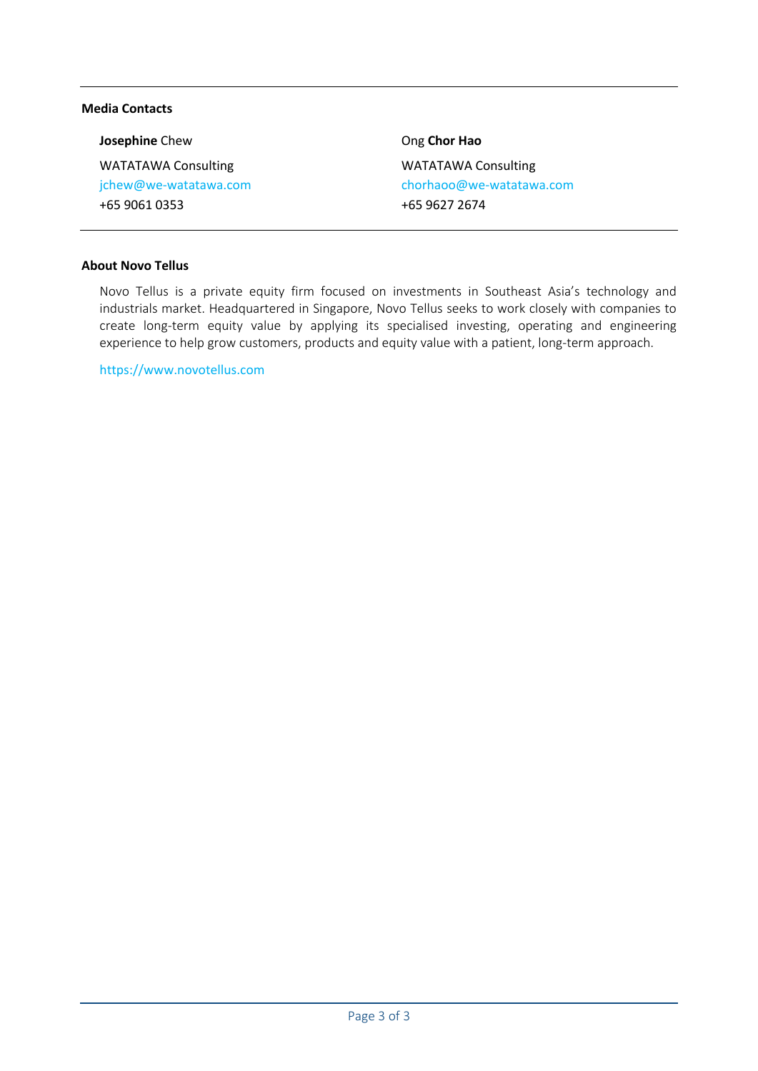**Media Contacts**

**Josephine** Chew
WATATAWA Consulting
jchew@we-watatawa.com
+65 9061 0353

Ong **Chor Hao**
WATATAWA Consulting
chorhaoo@we-watatawa.com
+65 9627 2674

**About Novo Tellus**

Novo Tellus is a private equity firm focused on investments in Southeast Asia's technology and industrials market. Headquartered in Singapore, Novo Tellus seeks to work closely with companies to create long-term equity value by applying its specialised investing, operating and engineering experience to help grow customers, products and equity value with a patient, long-term approach.

https://www.novotellus.com